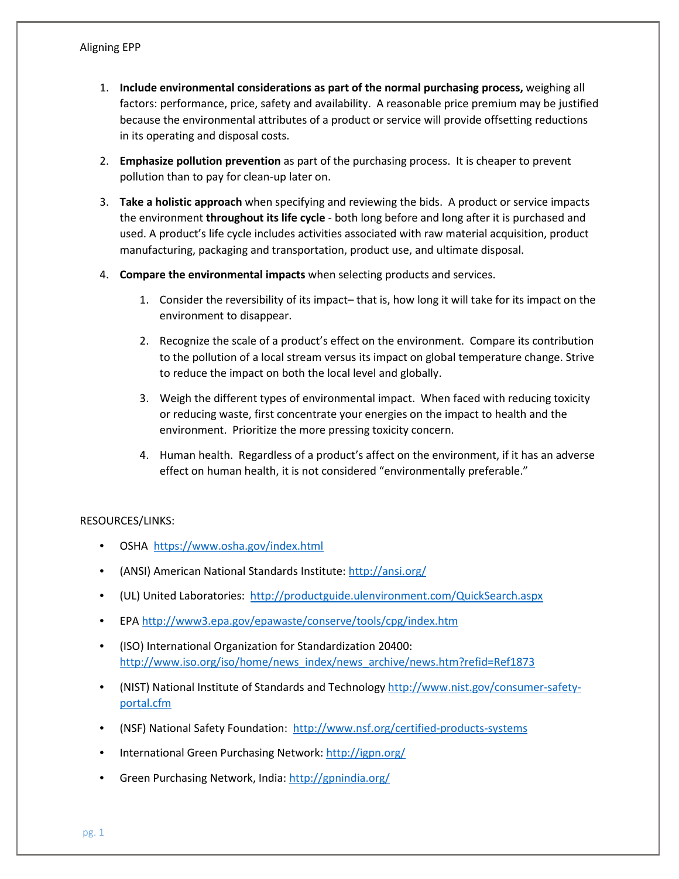Aligning EPP

1. **Include environmental considerations as part of the normal purchasing process,** weighing all factors: performance, price, safety and availability. A reasonable price premium may be justified because the environmental attributes of a product or service will provide offsetting reductions in its operating and disposal costs.

2. **Emphasize pollution prevention** as part of the purchasing process. It is cheaper to prevent pollution than to pay for clean-up later on.

3. **Take a holistic approach** when specifying and reviewing the bids. A product or service impacts the environment **throughout its life cycle** - both long before and long after it is purchased and used. A product's life cycle includes activities associated with raw material acquisition, product manufacturing, packaging and transportation, product use, and ultimate disposal.

4. **Compare the environmental impacts** when selecting products and services.

    1. Consider the reversibility of its impact– that is, how long it will take for its impact on the environment to disappear.

    2. Recognize the scale of a product's effect on the environment. Compare its contribution to the pollution of a local stream versus its impact on global temperature change. Strive to reduce the impact on both the local level and globally.

    3. Weigh the different types of environmental impact. When faced with reducing toxicity or reducing waste, first concentrate your energies on the impact to health and the environment. Prioritize the more pressing toxicity concern.

    4. Human health. Regardless of a product's affect on the environment, if it has an adverse effect on human health, it is not considered "environmentally preferable."

RESOURCES/LINKS:

- OSHA https://www.osha.gov/index.html
- (ANSI) American National Standards Institute: http://ansi.org/
- (UL) United Laboratories: http://productguide.ulenvironment.com/QuickSearch.aspx
- EPA http://www3.epa.gov/epawaste/conserve/tools/cpg/index.htm
- (ISO) International Organization for Standardization 20400: http://www.iso.org/iso/home/news_index/news_archive/news.htm?refid=Ref1873
- (NIST) National Institute of Standards and Technology http://www.nist.gov/consumer-safety-portal.cfm
- (NSF) National Safety Foundation: http://www.nsf.org/certified-products-systems
- International Green Purchasing Network: http://igpn.org/
- Green Purchasing Network, India: http://gpnindia.org/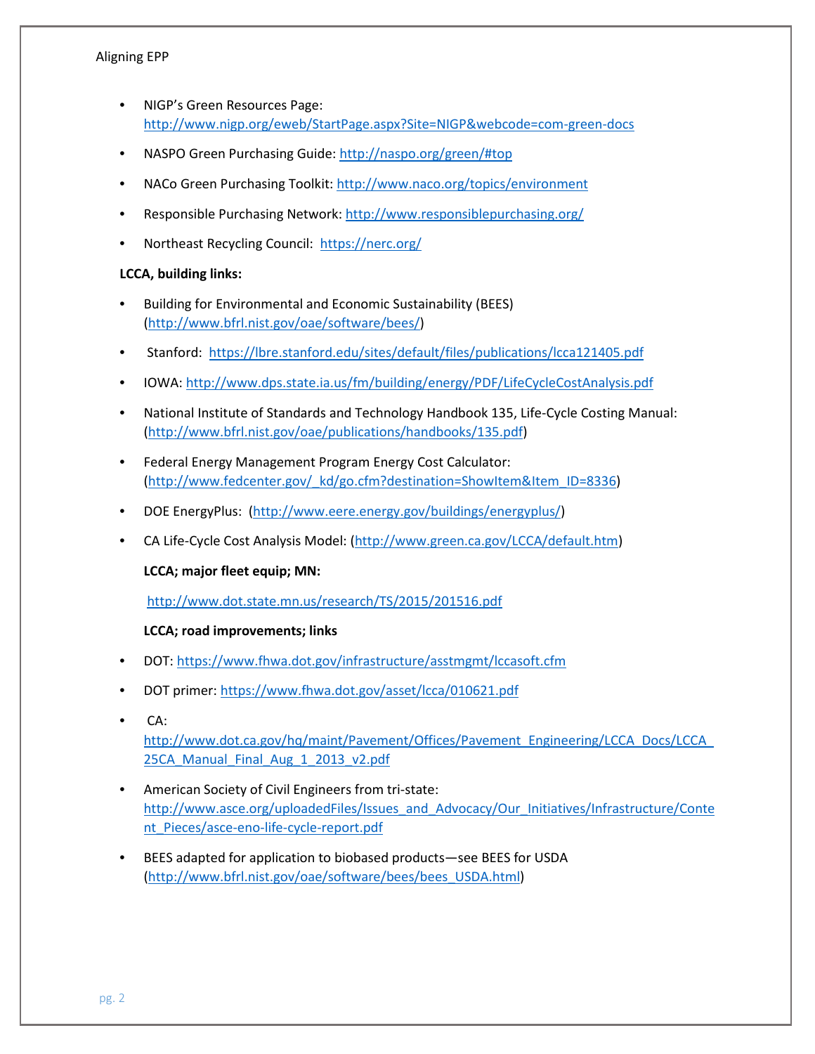- NIGP's Green Resources Page: http://www.nigp.org/eweb/StartPage.aspx?Site=NIGP&webcode=com-green-docs
- NASPO Green Purchasing Guide: http://naspo.org/green/#top
- NACo Green Purchasing Toolkit: http://www.naco.org/topics/environment
- Responsible Purchasing Network: http://www.responsiblepurchasing.org/
- Northeast Recycling Council: https://nerc.org/

**LCCA, building links:**

- Building for Environmental and Economic Sustainability (BEES) (http://www.bfrl.nist.gov/oae/software/bees/)
- Stanford: https://lbre.stanford.edu/sites/default/files/publications/lcca121405.pdf
- IOWA: http://www.dps.state.ia.us/fm/building/energy/PDF/LifeCycleCostAnalysis.pdf
- National Institute of Standards and Technology Handbook 135, Life-Cycle Costing Manual: (http://www.bfrl.nist.gov/oae/publications/handbooks/135.pdf)
- Federal Energy Management Program Energy Cost Calculator: (http://www.fedcenter.gov/_kd/go.cfm?destination=ShowItem&Item_ID=8336)
- DOE EnergyPlus: (http://www.eere.energy.gov/buildings/energyplus/)
- CA Life-Cycle Cost Analysis Model: (http://www.green.ca.gov/LCCA/default.htm)

**LCCA; major fleet equip; MN:**

http://www.dot.state.mn.us/research/TS/2015/201516.pdf

**LCCA; road improvements; links**

- DOT: https://www.fhwa.dot.gov/infrastructure/asstmgmt/lccasoft.cfm
- DOT primer: https://www.fhwa.dot.gov/asset/lcca/010621.pdf
- CA: http://www.dot.ca.gov/hq/maint/Pavement/Offices/Pavement_Engineering/LCCA_Docs/LCCA_25CA_Manual_Final_Aug_1_2013_v2.pdf
- American Society of Civil Engineers from tri-state: http://www.asce.org/uploadedFiles/Issues_and_Advocacy/Our_Initiatives/Infrastructure/Content_Pieces/asce-eno-life-cycle-report.pdf
- BEES adapted for application to biobased products—see BEES for USDA (http://www.bfrl.nist.gov/oae/software/bees/bees_USDA.html)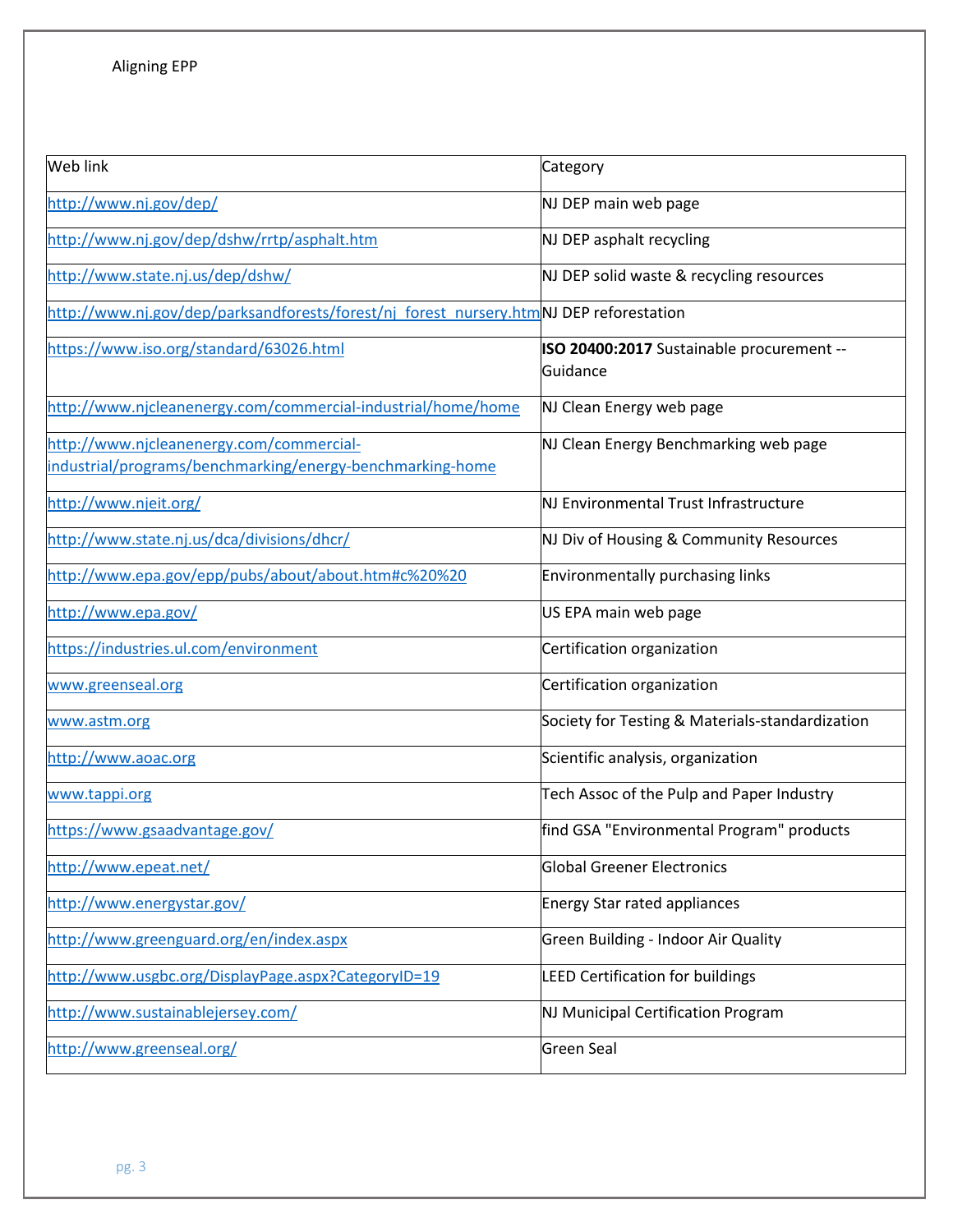| Web link | Category |
|---|---|
| http://www.nj.gov/dep/ | NJ DEP main web page |
| http://www.nj.gov/dep/dshw/rrtp/asphalt.htm | NJ DEP asphalt recycling |
| http://www.state.nj.us/dep/dshw/ | NJ DEP solid waste & recycling resources |
| http://www.nj.gov/dep/parksandforests/forest/nj_forest_nursery.htm | NJ DEP reforestation |
| https://www.iso.org/standard/63026.html | **ISO 20400:2017** Sustainable procurement -- Guidance |
| http://www.njcleanenergy.com/commercial-industrial/home/home | NJ Clean Energy web page |
| http://www.njcleanenergy.com/commercial-industrial/programs/benchmarking/energy-benchmarking-home | NJ Clean Energy Benchmarking web page |
| http://www.njeit.org/ | NJ Environmental Trust Infrastructure |
| http://www.state.nj.us/dca/divisions/dhcr/ | NJ Div of Housing & Community Resources |
| http://www.epa.gov/epp/pubs/about/about.htm#c%20%20 | Environmentally purchasing links |
| http://www.epa.gov/ | US EPA main web page |
| https://industries.ul.com/environment | Certification organization |
| www.greenseal.org | Certification organization |
| www.astm.org | Society for Testing & Materials-standardization |
| http://www.aoac.org | Scientific analysis, organization |
| www.tappi.org | Tech Assoc of the Pulp and Paper Industry |
| https://www.gsaadvantage.gov/ | find GSA "Environmental Program" products |
| http://www.epeat.net/ | Global Greener Electronics |
| http://www.energystar.gov/ | Energy Star rated appliances |
| http://www.greenguard.org/en/index.aspx | Green Building - Indoor Air Quality |
| http://www.usgbc.org/DisplayPage.aspx?CategoryID=19 | LEED Certification for buildings |
| http://www.sustainablejersey.com/ | NJ Municipal Certification Program |
| http://www.greenseal.org/ | Green Seal |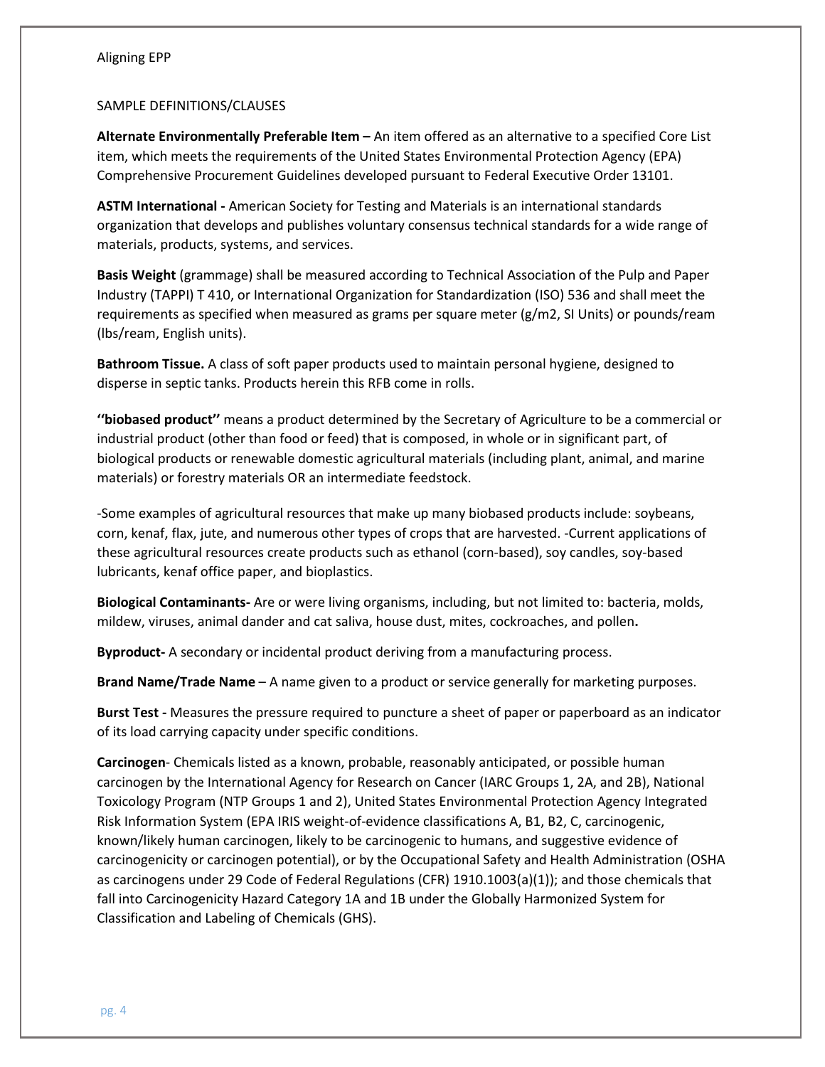SAMPLE DEFINITIONS/CLAUSES

**Alternate Environmentally Preferable Item –** An item offered as an alternative to a specified Core List item, which meets the requirements of the United States Environmental Protection Agency (EPA) Comprehensive Procurement Guidelines developed pursuant to Federal Executive Order 13101.

**ASTM International -** American Society for Testing and Materials is an international standards organization that develops and publishes voluntary consensus technical standards for a wide range of materials, products, systems, and services.

**Basis Weight** (grammage) shall be measured according to Technical Association of the Pulp and Paper Industry (TAPPI) T 410, or International Organization for Standardization (ISO) 536 and shall meet the requirements as specified when measured as grams per square meter (g/m2, SI Units) or pounds/ream (lbs/ream, English units).

**Bathroom Tissue.** A class of soft paper products used to maintain personal hygiene, designed to disperse in septic tanks. Products herein this RFB come in rolls.

**''biobased product''** means a product determined by the Secretary of Agriculture to be a commercial or industrial product (other than food or feed) that is composed, in whole or in significant part, of biological products or renewable domestic agricultural materials (including plant, animal, and marine materials) or forestry materials OR an intermediate feedstock.

-Some examples of agricultural resources that make up many biobased products include: soybeans, corn, kenaf, flax, jute, and numerous other types of crops that are harvested. -Current applications of these agricultural resources create products such as ethanol (corn-based), soy candles, soy-based lubricants, kenaf office paper, and bioplastics.

**Biological Contaminants-** Are or were living organisms, including, but not limited to: bacteria, molds, mildew, viruses, animal dander and cat saliva, house dust, mites, cockroaches, and pollen**.**

**Byproduct-** A secondary or incidental product deriving from a manufacturing process.

**Brand Name/Trade Name** – A name given to a product or service generally for marketing purposes.

**Burst Test -** Measures the pressure required to puncture a sheet of paper or paperboard as an indicator of its load carrying capacity under specific conditions.

**Carcinogen**- Chemicals listed as a known, probable, reasonably anticipated, or possible human carcinogen by the International Agency for Research on Cancer (IARC Groups 1, 2A, and 2B), National Toxicology Program (NTP Groups 1 and 2), United States Environmental Protection Agency Integrated Risk Information System (EPA IRIS weight-of-evidence classifications A, B1, B2, C, carcinogenic, known/likely human carcinogen, likely to be carcinogenic to humans, and suggestive evidence of carcinogenicity or carcinogen potential), or by the Occupational Safety and Health Administration (OSHA as carcinogens under 29 Code of Federal Regulations (CFR) 1910.1003(a)(1)); and those chemicals that fall into Carcinogenicity Hazard Category 1A and 1B under the Globally Harmonized System for Classification and Labeling of Chemicals (GHS).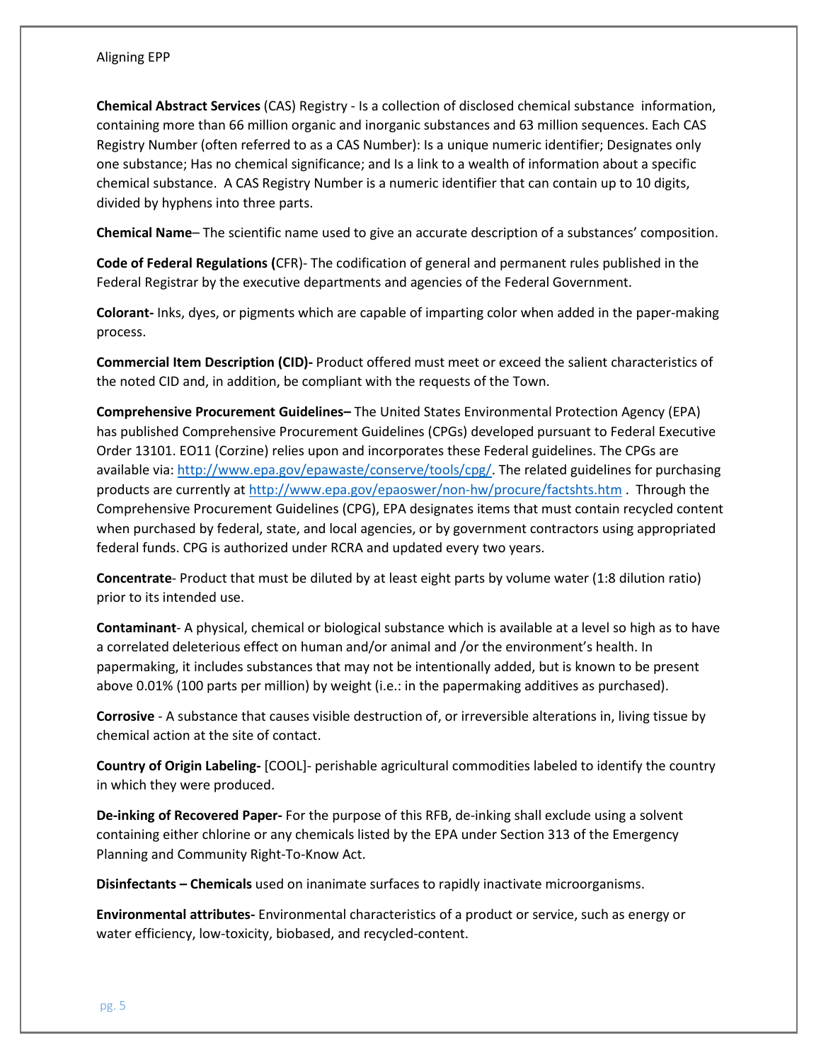**Chemical Abstract Services** (CAS) Registry - Is a collection of disclosed chemical substance information, containing more than 66 million organic and inorganic substances and 63 million sequences. Each CAS Registry Number (often referred to as a CAS Number): Is a unique numeric identifier; Designates only one substance; Has no chemical significance; and Is a link to a wealth of information about a specific chemical substance. A CAS Registry Number is a numeric identifier that can contain up to 10 digits, divided by hyphens into three parts.

**Chemical Name**– The scientific name used to give an accurate description of a substances' composition.

**Code of Federal Regulations (**CFR)- The codification of general and permanent rules published in the Federal Registrar by the executive departments and agencies of the Federal Government.

**Colorant-** Inks, dyes, or pigments which are capable of imparting color when added in the paper-making process.

**Commercial Item Description (CID)-** Product offered must meet or exceed the salient characteristics of the noted CID and, in addition, be compliant with the requests of the Town.

**Comprehensive Procurement Guidelines–** The United States Environmental Protection Agency (EPA) has published Comprehensive Procurement Guidelines (CPGs) developed pursuant to Federal Executive Order 13101. EO11 (Corzine) relies upon and incorporates these Federal guidelines. The CPGs are available via: http://www.epa.gov/epawaste/conserve/tools/cpg/. The related guidelines for purchasing products are currently at http://www.epa.gov/epaoswer/non-hw/procure/factshts.htm . Through the Comprehensive Procurement Guidelines (CPG), EPA designates items that must contain recycled content when purchased by federal, state, and local agencies, or by government contractors using appropriated federal funds. CPG is authorized under RCRA and updated every two years.

**Concentrate**- Product that must be diluted by at least eight parts by volume water (1:8 dilution ratio) prior to its intended use.

**Contaminant**- A physical, chemical or biological substance which is available at a level so high as to have a correlated deleterious effect on human and/or animal and /or the environment's health. In papermaking, it includes substances that may not be intentionally added, but is known to be present above 0.01% (100 parts per million) by weight (i.e.: in the papermaking additives as purchased).

**Corrosive** - A substance that causes visible destruction of, or irreversible alterations in, living tissue by chemical action at the site of contact.

**Country of Origin Labeling-** [COOL]- perishable agricultural commodities labeled to identify the country in which they were produced.

**De-inking of Recovered Paper-** For the purpose of this RFB, de-inking shall exclude using a solvent containing either chlorine or any chemicals listed by the EPA under Section 313 of the Emergency Planning and Community Right-To-Know Act.

**Disinfectants – Chemicals** used on inanimate surfaces to rapidly inactivate microorganisms.

**Environmental attributes-** Environmental characteristics of a product or service, such as energy or water efficiency, low-toxicity, biobased, and recycled-content.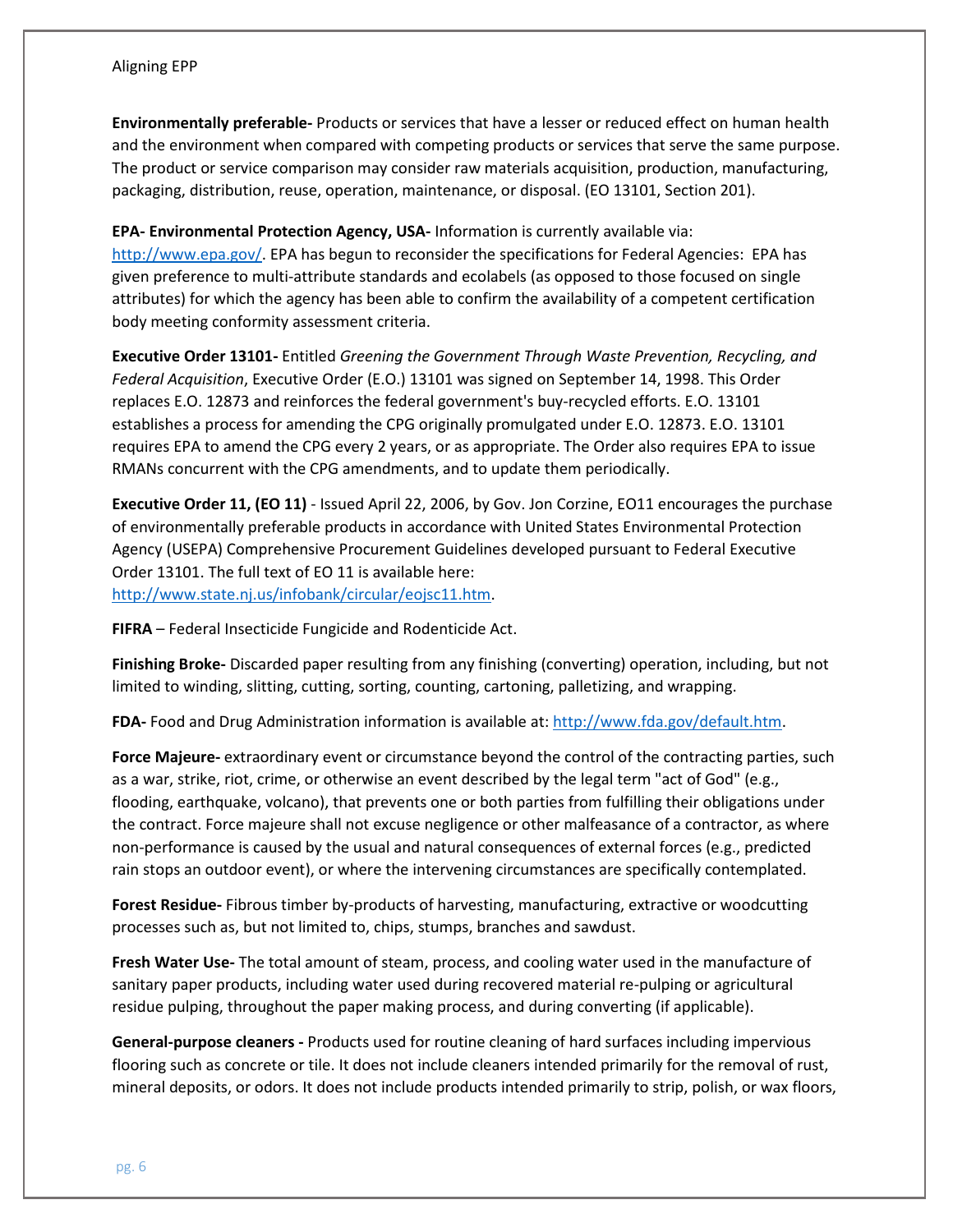**Environmentally preferable-** Products or services that have a lesser or reduced effect on human health and the environment when compared with competing products or services that serve the same purpose. The product or service comparison may consider raw materials acquisition, production, manufacturing, packaging, distribution, reuse, operation, maintenance, or disposal. (EO 13101, Section 201).

**EPA- Environmental Protection Agency, USA-** Information is currently available via: [http://www.epa.gov/](http://www.epa.gov/). EPA has begun to reconsider the specifications for Federal Agencies: EPA has given preference to multi-attribute standards and ecolabels (as opposed to those focused on single attributes) for which the agency has been able to confirm the availability of a competent certification body meeting conformity assessment criteria.

**Executive Order 13101-** Entitled *Greening the Government Through Waste Prevention, Recycling, and Federal Acquisition*, Executive Order (E.O.) 13101 was signed on September 14, 1998. This Order replaces E.O. 12873 and reinforces the federal government's buy-recycled efforts. E.O. 13101 establishes a process for amending the CPG originally promulgated under E.O. 12873. E.O. 13101 requires EPA to amend the CPG every 2 years, or as appropriate. The Order also requires EPA to issue RMANs concurrent with the CPG amendments, and to update them periodically.

**Executive Order 11, (EO 11)** - Issued April 22, 2006, by Gov. Jon Corzine, EO11 encourages the purchase of environmentally preferable products in accordance with United States Environmental Protection Agency (USEPA) Comprehensive Procurement Guidelines developed pursuant to Federal Executive Order 13101. The full text of EO 11 is available here: [http://www.state.nj.us/infobank/circular/eojsc11.htm](http://www.state.nj.us/infobank/circular/eojsc11.htm).

**FIFRA** – Federal Insecticide Fungicide and Rodenticide Act.

**Finishing Broke-** Discarded paper resulting from any finishing (converting) operation, including, but not limited to winding, slitting, cutting, sorting, counting, cartoning, palletizing, and wrapping.

**FDA-** Food and Drug Administration information is available at: [http://www.fda.gov/default.htm](http://www.fda.gov/default.htm).

**Force Majeure-** extraordinary event or circumstance beyond the control of the contracting parties, such as a war, strike, riot, crime, or otherwise an event described by the legal term "act of God" (e.g., flooding, earthquake, volcano), that prevents one or both parties from fulfilling their obligations under the contract. Force majeure shall not excuse negligence or other malfeasance of a contractor, as where non-performance is caused by the usual and natural consequences of external forces (e.g., predicted rain stops an outdoor event), or where the intervening circumstances are specifically contemplated.

**Forest Residue-** Fibrous timber by-products of harvesting, manufacturing, extractive or woodcutting processes such as, but not limited to, chips, stumps, branches and sawdust.

**Fresh Water Use-** The total amount of steam, process, and cooling water used in the manufacture of sanitary paper products, including water used during recovered material re-pulping or agricultural residue pulping, throughout the paper making process, and during converting (if applicable).

**General-purpose cleaners -** Products used for routine cleaning of hard surfaces including impervious flooring such as concrete or tile. It does not include cleaners intended primarily for the removal of rust, mineral deposits, or odors. It does not include products intended primarily to strip, polish, or wax floors,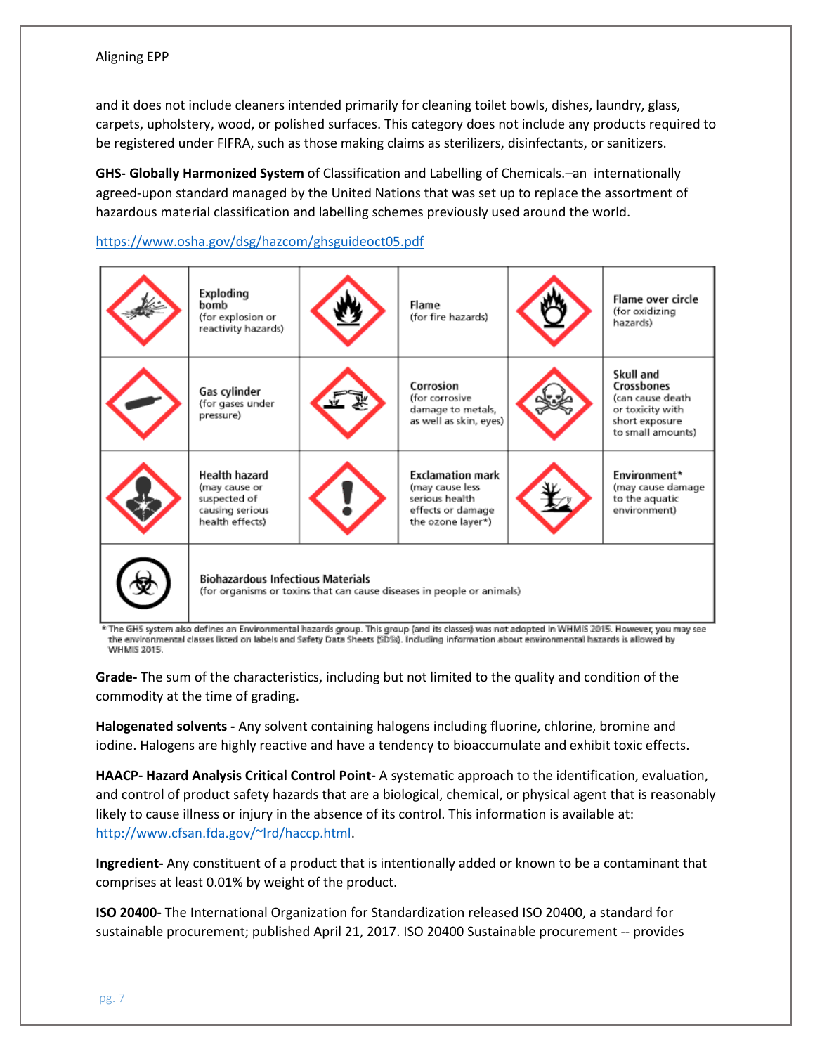and it does not include cleaners intended primarily for cleaning toilet bowls, dishes, laundry, glass, carpets, upholstery, wood, or polished surfaces. This category does not include any products required to be registered under FIFRA, such as those making claims as sterilizers, disinfectants, or sanitizers.

**GHS- Globally Harmonized System** of Classification and Labelling of Chemicals.–an internationally agreed-upon standard managed by the United Nations that was set up to replace the assortment of hazardous material classification and labelling schemes previously used around the world.

https://www.osha.gov/dsg/hazcom/ghsguideoct05.pdf

| | | | | | |
|---|---|---|---|---|---|
| | **Exploding bomb** (for explosion or reactivity hazards) | | **Flame** (for fire hazards) | | **Flame over circle** (for oxidizing hazards) |
| | **Gas cylinder** (for gases under pressure) | | **Corrosion** (for corrosive damage to metals, as well as skin, eyes) | | **Skull and Crossbones** (can cause death or toxicity with short exposure to small amounts) |
| | **Health hazard** (may cause or suspected of causing serious health effects) | | **Exclamation mark** (may cause less serious health effects or damage the ozone layer*) | | **Environment*** (may cause damage to the aquatic environment) |
| | **Biohazardous Infectious Materials** (for organisms or toxins that can cause diseases in people or animals) | | | | |

* The GHS system also defines an Environmental hazards group. This group (and its classes) was not adopted in WHMIS 2015. However, you may see the environmental classes listed on labels and Safety Data Sheets (SDSs). Including information about environmental hazards is allowed by WHMIS 2015.

**Grade-** The sum of the characteristics, including but not limited to the quality and condition of the commodity at the time of grading.

**Halogenated solvents -** Any solvent containing halogens including fluorine, chlorine, bromine and iodine. Halogens are highly reactive and have a tendency to bioaccumulate and exhibit toxic effects.

**HAACP- Hazard Analysis Critical Control Point-** A systematic approach to the identification, evaluation, and control of product safety hazards that are a biological, chemical, or physical agent that is reasonably likely to cause illness or injury in the absence of its control. This information is available at: http://www.cfsan.fda.gov/~lrd/haccp.html.

**Ingredient-** Any constituent of a product that is intentionally added or known to be a contaminant that comprises at least 0.01% by weight of the product.

**ISO 20400-** The International Organization for Standardization released ISO 20400, a standard for sustainable procurement; published April 21, 2017. ISO 20400 Sustainable procurement -- provides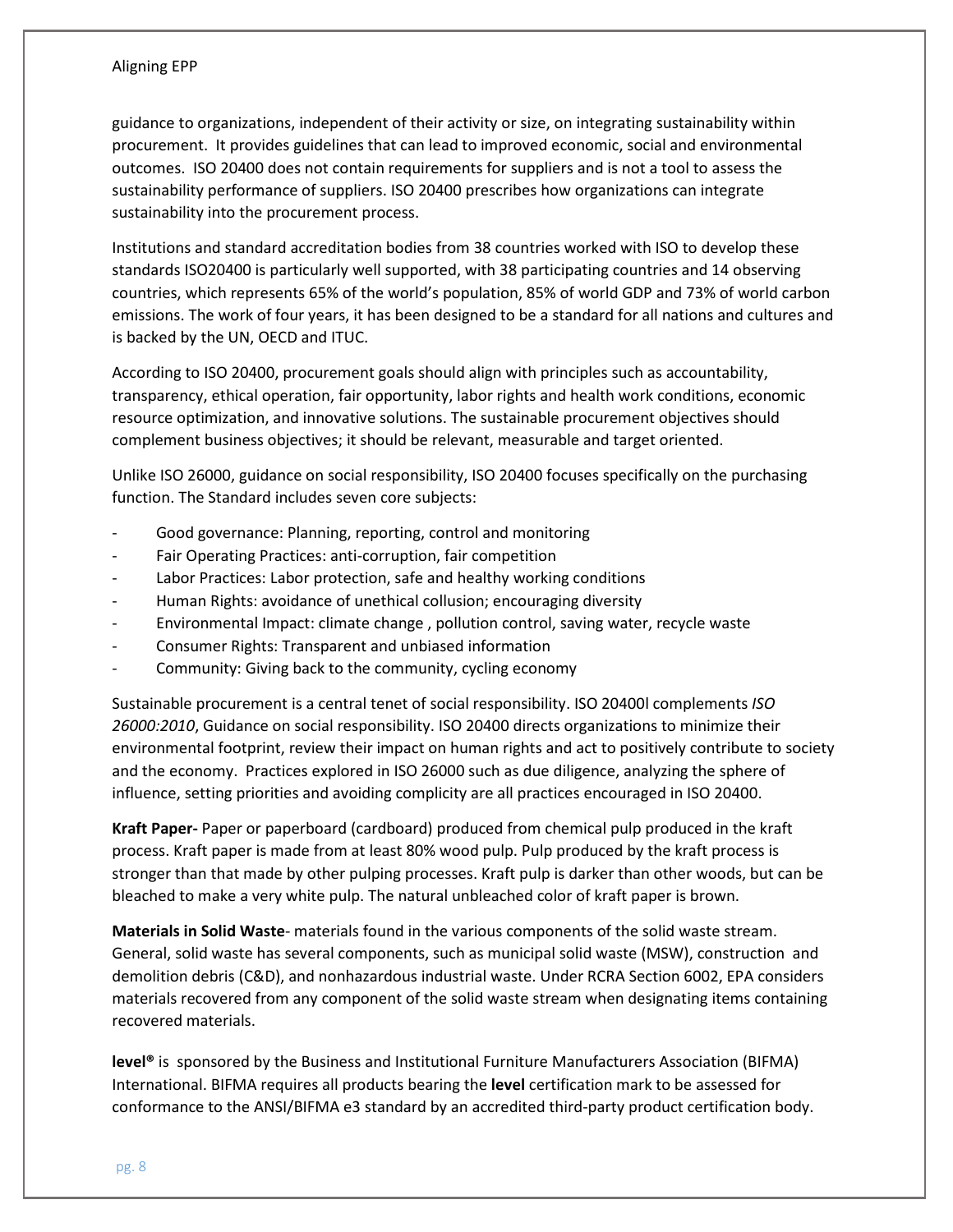guidance to organizations, independent of their activity or size, on integrating sustainability within procurement. It provides guidelines that can lead to improved economic, social and environmental outcomes. ISO 20400 does not contain requirements for suppliers and is not a tool to assess the sustainability performance of suppliers. ISO 20400 prescribes how organizations can integrate sustainability into the procurement process.

Institutions and standard accreditation bodies from 38 countries worked with ISO to develop these standards ISO20400 is particularly well supported, with 38 participating countries and 14 observing countries, which represents 65% of the world's population, 85% of world GDP and 73% of world carbon emissions. The work of four years, it has been designed to be a standard for all nations and cultures and is backed by the UN, OECD and ITUC.

According to ISO 20400, procurement goals should align with principles such as accountability, transparency, ethical operation, fair opportunity, labor rights and health work conditions, economic resource optimization, and innovative solutions. The sustainable procurement objectives should complement business objectives; it should be relevant, measurable and target oriented.

Unlike ISO 26000, guidance on social responsibility, ISO 20400 focuses specifically on the purchasing function. The Standard includes seven core subjects:

- Good governance: Planning, reporting, control and monitoring
- Fair Operating Practices: anti-corruption, fair competition
- Labor Practices: Labor protection, safe and healthy working conditions
- Human Rights: avoidance of unethical collusion; encouraging diversity
- Environmental Impact: climate change , pollution control, saving water, recycle waste
- Consumer Rights: Transparent and unbiased information
- Community: Giving back to the community, cycling economy

Sustainable procurement is a central tenet of social responsibility. ISO 20400l complements *ISO 26000:2010*, Guidance on social responsibility. ISO 20400 directs organizations to minimize their environmental footprint, review their impact on human rights and act to positively contribute to society and the economy. Practices explored in ISO 26000 such as due diligence, analyzing the sphere of influence, setting priorities and avoiding complicity are all practices encouraged in ISO 20400.

**Kraft Paper-** Paper or paperboard (cardboard) produced from chemical pulp produced in the kraft process. Kraft paper is made from at least 80% wood pulp. Pulp produced by the kraft process is stronger than that made by other pulping processes. Kraft pulp is darker than other woods, but can be bleached to make a very white pulp. The natural unbleached color of kraft paper is brown.

**Materials in Solid Waste**- materials found in the various components of the solid waste stream. General, solid waste has several components, such as municipal solid waste (MSW), construction and demolition debris (C&D), and nonhazardous industrial waste. Under RCRA Section 6002, EPA considers materials recovered from any component of the solid waste stream when designating items containing recovered materials.

**level®** is sponsored by the Business and Institutional Furniture Manufacturers Association (BIFMA) International. BIFMA requires all products bearing the **level** certification mark to be assessed for conformance to the ANSI/BIFMA e3 standard by an accredited third-party product certification body.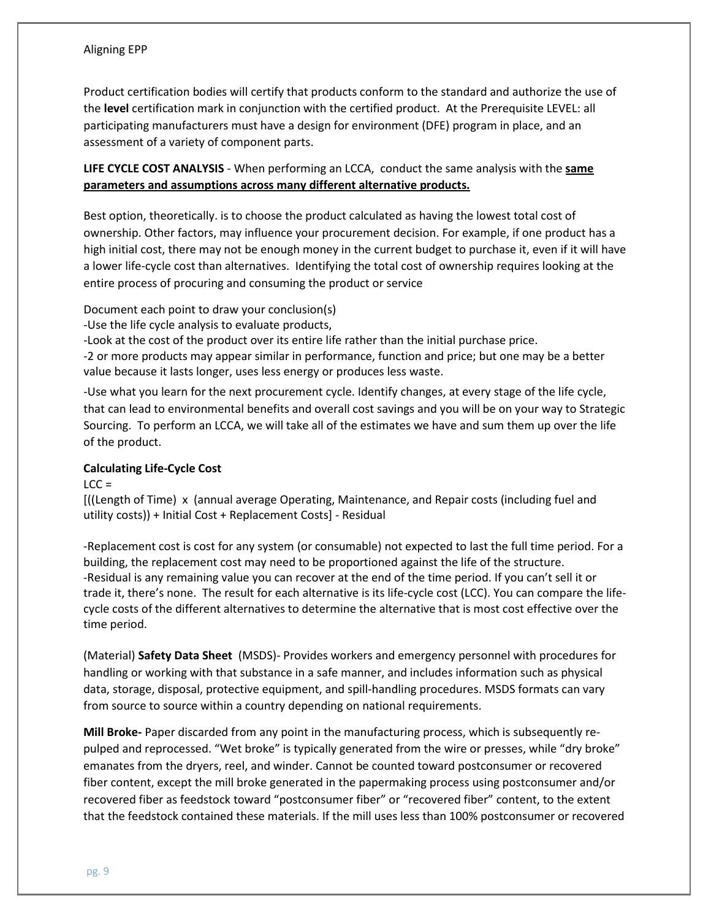Product certification bodies will certify that products conform to the standard and authorize the use of the **level** certification mark in conjunction with the certified product. At the Prerequisite LEVEL: all participating manufacturers must have a design for environment (DFE) program in place, and an assessment of a variety of component parts.

**LIFE CYCLE COST ANALYSIS** - When performing an LCCA, conduct the same analysis with the **same parameters and assumptions across many different alternative products.**

Best option, theoretically. is to choose the product calculated as having the lowest total cost of ownership. Other factors, may influence your procurement decision. For example, if one product has a high initial cost, there may not be enough money in the current budget to purchase it, even if it will have a lower life-cycle cost than alternatives. Identifying the total cost of ownership requires looking at the entire process of procuring and consuming the product or service

Document each point to draw your conclusion(s)
-Use the life cycle analysis to evaluate products,
-Look at the cost of the product over its entire life rather than the initial purchase price.
-2 or more products may appear similar in performance, function and price; but one may be a better value because it lasts longer, uses less energy or produces less waste.

-Use what you learn for the next procurement cycle. Identify changes, at every stage of the life cycle, that can lead to environmental benefits and overall cost savings and you will be on your way to Strategic Sourcing. To perform an LCCA, we will take all of the estimates we have and sum them up over the life of the product.

**Calculating Life-Cycle Cost**

LCC =
[((Length of Time) x (annual average Operating, Maintenance, and Repair costs (including fuel and utility costs)) + Initial Cost + Replacement Costs] - Residual

-Replacement cost is cost for any system (or consumable) not expected to last the full time period. For a building, the replacement cost may need to be proportioned against the life of the structure.
-Residual is any remaining value you can recover at the end of the time period. If you can't sell it or trade it, there's none. The result for each alternative is its life-cycle cost (LCC). You can compare the life-cycle costs of the different alternatives to determine the alternative that is most cost effective over the time period.

(Material) **Safety Data Sheet** (MSDS)- Provides workers and emergency personnel with procedures for handling or working with that substance in a safe manner, and includes information such as physical data, storage, disposal, protective equipment, and spill-handling procedures. MSDS formats can vary from source to source within a country depending on national requirements.

**Mill Broke-** Paper discarded from any point in the manufacturing process, which is subsequently re-pulped and reprocessed. "Wet broke" is typically generated from the wire or presses, while "dry broke" emanates from the dryers, reel, and winder. Cannot be counted toward postconsumer or recovered fiber content, except the mill broke generated in the papermaking process using postconsumer and/or recovered fiber as feedstock toward "postconsumer fiber" or "recovered fiber" content, to the extent that the feedstock contained these materials. If the mill uses less than 100% postconsumer or recovered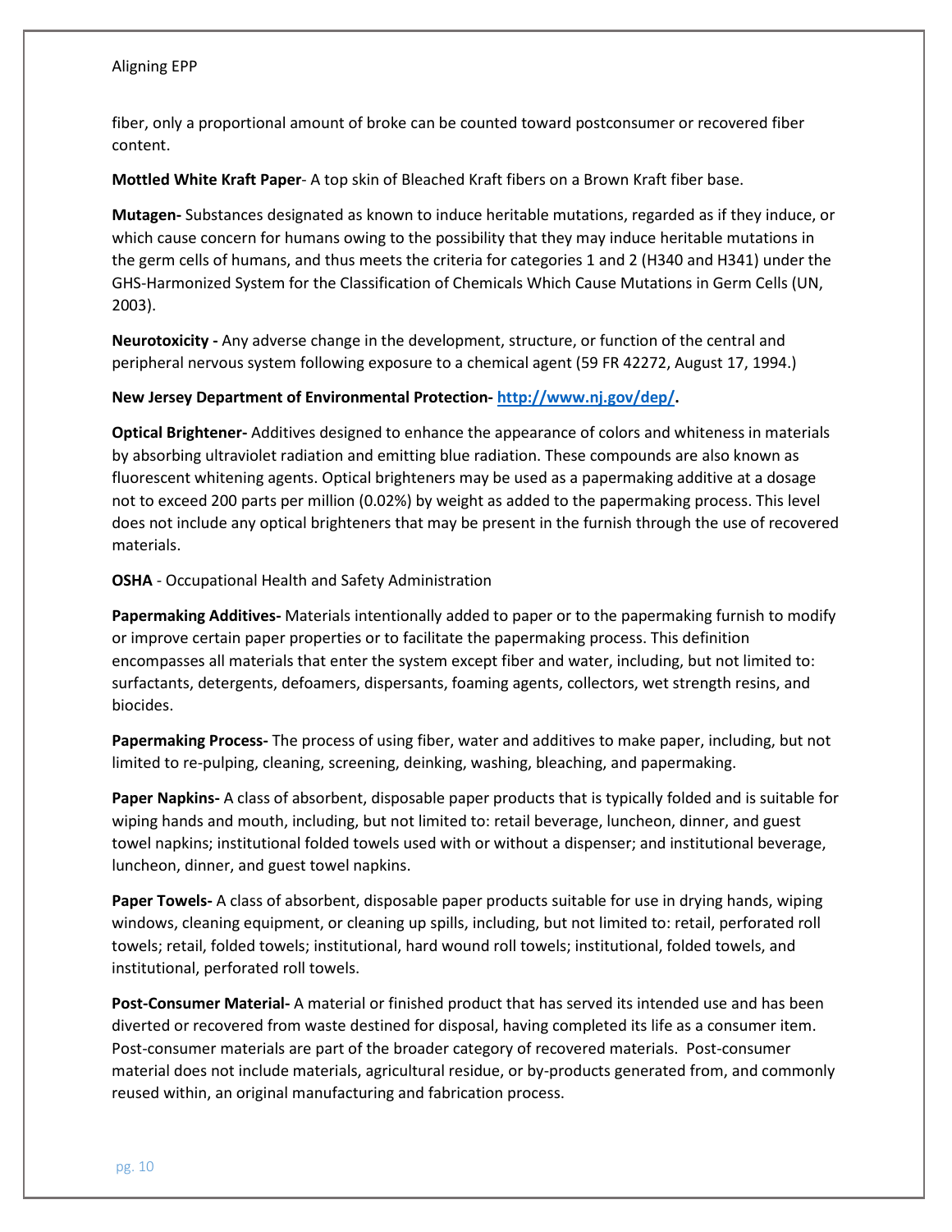fiber, only a proportional amount of broke can be counted toward postconsumer or recovered fiber content.

**Mottled White Kraft Paper**- A top skin of Bleached Kraft fibers on a Brown Kraft fiber base.

**Mutagen-** Substances designated as known to induce heritable mutations, regarded as if they induce, or which cause concern for humans owing to the possibility that they may induce heritable mutations in the germ cells of humans, and thus meets the criteria for categories 1 and 2 (H340 and H341) under the GHS-Harmonized System for the Classification of Chemicals Which Cause Mutations in Germ Cells (UN, 2003).

**Neurotoxicity -** Any adverse change in the development, structure, or function of the central and peripheral nervous system following exposure to a chemical agent (59 FR 42272, August 17, 1994.)

**New Jersey Department of Environmental Protection- [http://www.nj.gov/dep/](http://www.nj.gov/dep/).**

**Optical Brightener-** Additives designed to enhance the appearance of colors and whiteness in materials by absorbing ultraviolet radiation and emitting blue radiation. These compounds are also known as fluorescent whitening agents. Optical brighteners may be used as a papermaking additive at a dosage not to exceed 200 parts per million (0.02%) by weight as added to the papermaking process. This level does not include any optical brighteners that may be present in the furnish through the use of recovered materials.

**OSHA** - Occupational Health and Safety Administration

**Papermaking Additives-** Materials intentionally added to paper or to the papermaking furnish to modify or improve certain paper properties or to facilitate the papermaking process. This definition encompasses all materials that enter the system except fiber and water, including, but not limited to: surfactants, detergents, defoamers, dispersants, foaming agents, collectors, wet strength resins, and biocides.

**Papermaking Process-** The process of using fiber, water and additives to make paper, including, but not limited to re-pulping, cleaning, screening, deinking, washing, bleaching, and papermaking.

**Paper Napkins-** A class of absorbent, disposable paper products that is typically folded and is suitable for wiping hands and mouth, including, but not limited to: retail beverage, luncheon, dinner, and guest towel napkins; institutional folded towels used with or without a dispenser; and institutional beverage, luncheon, dinner, and guest towel napkins.

**Paper Towels-** A class of absorbent, disposable paper products suitable for use in drying hands, wiping windows, cleaning equipment, or cleaning up spills, including, but not limited to: retail, perforated roll towels; retail, folded towels; institutional, hard wound roll towels; institutional, folded towels, and institutional, perforated roll towels.

**Post-Consumer Material-** A material or finished product that has served its intended use and has been diverted or recovered from waste destined for disposal, having completed its life as a consumer item. Post-consumer materials are part of the broader category of recovered materials. Post-consumer material does not include materials, agricultural residue, or by-products generated from, and commonly reused within, an original manufacturing and fabrication process.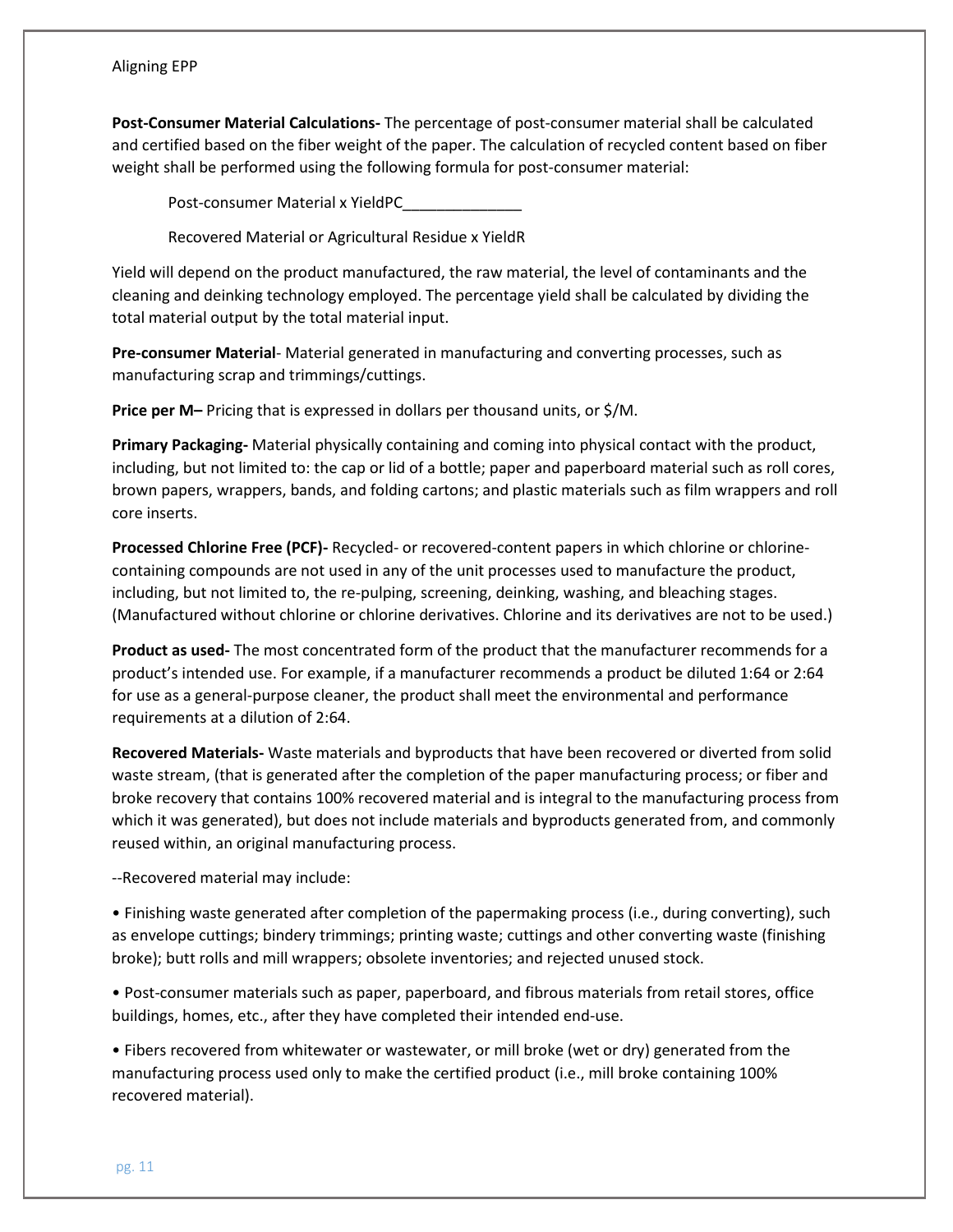**Post-Consumer Material Calculations-** The percentage of post-consumer material shall be calculated and certified based on the fiber weight of the paper. The calculation of recycled content based on fiber weight shall be performed using the following formula for post-consumer material:

Post-consumer Material x YieldPC______________

Recovered Material or Agricultural Residue x YieldR

Yield will depend on the product manufactured, the raw material, the level of contaminants and the cleaning and deinking technology employed. The percentage yield shall be calculated by dividing the total material output by the total material input.

**Pre-consumer Material**- Material generated in manufacturing and converting processes, such as manufacturing scrap and trimmings/cuttings.

**Price per M–** Pricing that is expressed in dollars per thousand units, or $/M.

**Primary Packaging-** Material physically containing and coming into physical contact with the product, including, but not limited to: the cap or lid of a bottle; paper and paperboard material such as roll cores, brown papers, wrappers, bands, and folding cartons; and plastic materials such as film wrappers and roll core inserts.

**Processed Chlorine Free (PCF)-** Recycled- or recovered-content papers in which chlorine or chlorine-containing compounds are not used in any of the unit processes used to manufacture the product, including, but not limited to, the re-pulping, screening, deinking, washing, and bleaching stages. (Manufactured without chlorine or chlorine derivatives. Chlorine and its derivatives are not to be used.)

**Product as used-** The most concentrated form of the product that the manufacturer recommends for a product's intended use. For example, if a manufacturer recommends a product be diluted 1:64 or 2:64 for use as a general-purpose cleaner, the product shall meet the environmental and performance requirements at a dilution of 2:64.

**Recovered Materials-** Waste materials and byproducts that have been recovered or diverted from solid waste stream, (that is generated after the completion of the paper manufacturing process; or fiber and broke recovery that contains 100% recovered material and is integral to the manufacturing process from which it was generated), but does not include materials and byproducts generated from, and commonly reused within, an original manufacturing process.

--Recovered material may include:

• Finishing waste generated after completion of the papermaking process (i.e., during converting), such as envelope cuttings; bindery trimmings; printing waste; cuttings and other converting waste (finishing broke); butt rolls and mill wrappers; obsolete inventories; and rejected unused stock.

• Post-consumer materials such as paper, paperboard, and fibrous materials from retail stores, office buildings, homes, etc., after they have completed their intended end-use.

• Fibers recovered from whitewater or wastewater, or mill broke (wet or dry) generated from the manufacturing process used only to make the certified product (i.e., mill broke containing 100% recovered material).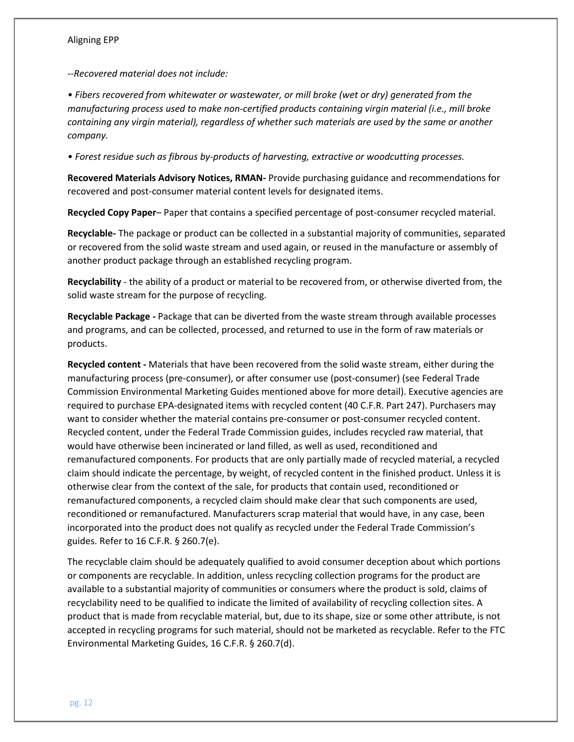*--Recovered material does not include:*

*• Fibers recovered from whitewater or wastewater, or mill broke (wet or dry) generated from the manufacturing process used to make non-certified products containing virgin material (i.e., mill broke containing any virgin material), regardless of whether such materials are used by the same or another company.*

*• Forest residue such as fibrous by-products of harvesting, extractive or woodcutting processes.*

**Recovered Materials Advisory Notices, RMAN-** Provide purchasing guidance and recommendations for recovered and post-consumer material content levels for designated items.

**Recycled Copy Paper**– Paper that contains a specified percentage of post-consumer recycled material.

**Recyclable-** The package or product can be collected in a substantial majority of communities, separated or recovered from the solid waste stream and used again, or reused in the manufacture or assembly of another product package through an established recycling program.

**Recyclability** - the ability of a product or material to be recovered from, or otherwise diverted from, the solid waste stream for the purpose of recycling.

**Recyclable Package -** Package that can be diverted from the waste stream through available processes and programs, and can be collected, processed, and returned to use in the form of raw materials or products.

**Recycled content -** Materials that have been recovered from the solid waste stream, either during the manufacturing process (pre-consumer), or after consumer use (post-consumer) (see Federal Trade Commission Environmental Marketing Guides mentioned above for more detail). Executive agencies are required to purchase EPA-designated items with recycled content (40 C.F.R. Part 247). Purchasers may want to consider whether the material contains pre-consumer or post-consumer recycled content. Recycled content, under the Federal Trade Commission guides, includes recycled raw material, that would have otherwise been incinerated or land filled, as well as used, reconditioned and remanufactured components. For products that are only partially made of recycled material, a recycled claim should indicate the percentage, by weight, of recycled content in the finished product. Unless it is otherwise clear from the context of the sale, for products that contain used, reconditioned or remanufactured components, a recycled claim should make clear that such components are used, reconditioned or remanufactured. Manufacturers scrap material that would have, in any case, been incorporated into the product does not qualify as recycled under the Federal Trade Commission's guides. Refer to 16 C.F.R. § 260.7(e).

The recyclable claim should be adequately qualified to avoid consumer deception about which portions or components are recyclable. In addition, unless recycling collection programs for the product are available to a substantial majority of communities or consumers where the product is sold, claims of recyclability need to be qualified to indicate the limited of availability of recycling collection sites. A product that is made from recyclable material, but, due to its shape, size or some other attribute, is not accepted in recycling programs for such material, should not be marketed as recyclable. Refer to the FTC Environmental Marketing Guides, 16 C.F.R. § 260.7(d).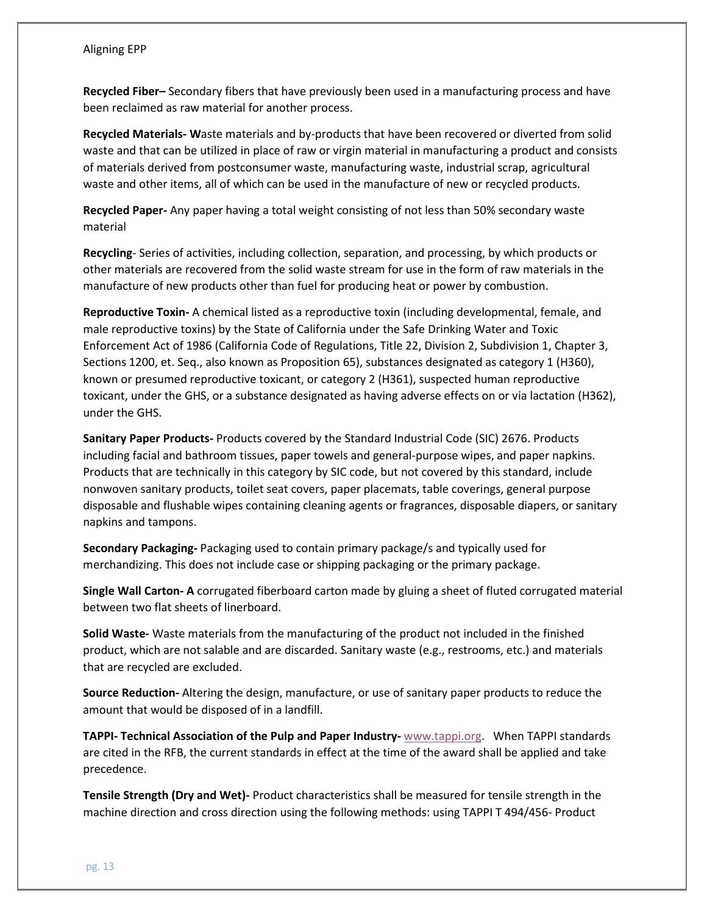**Recycled Fiber–** Secondary fibers that have previously been used in a manufacturing process and have been reclaimed as raw material for another process.

**Recycled Materials- W**aste materials and by-products that have been recovered or diverted from solid waste and that can be utilized in place of raw or virgin material in manufacturing a product and consists of materials derived from postconsumer waste, manufacturing waste, industrial scrap, agricultural waste and other items, all of which can be used in the manufacture of new or recycled products.

**Recycled Paper-** Any paper having a total weight consisting of not less than 50% secondary waste material

**Recycling**- Series of activities, including collection, separation, and processing, by which products or other materials are recovered from the solid waste stream for use in the form of raw materials in the manufacture of new products other than fuel for producing heat or power by combustion.

**Reproductive Toxin-** A chemical listed as a reproductive toxin (including developmental, female, and male reproductive toxins) by the State of California under the Safe Drinking Water and Toxic Enforcement Act of 1986 (California Code of Regulations, Title 22, Division 2, Subdivision 1, Chapter 3, Sections 1200, et. Seq., also known as Proposition 65), substances designated as category 1 (H360), known or presumed reproductive toxicant, or category 2 (H361), suspected human reproductive toxicant, under the GHS, or a substance designated as having adverse effects on or via lactation (H362), under the GHS.

**Sanitary Paper Products-** Products covered by the Standard Industrial Code (SIC) 2676. Products including facial and bathroom tissues, paper towels and general-purpose wipes, and paper napkins. Products that are technically in this category by SIC code, but not covered by this standard, include nonwoven sanitary products, toilet seat covers, paper placemats, table coverings, general purpose disposable and flushable wipes containing cleaning agents or fragrances, disposable diapers, or sanitary napkins and tampons.

**Secondary Packaging-** Packaging used to contain primary package/s and typically used for merchandizing. This does not include case or shipping packaging or the primary package.

**Single Wall Carton- A** corrugated fiberboard carton made by gluing a sheet of fluted corrugated material between two flat sheets of linerboard.

**Solid Waste-** Waste materials from the manufacturing of the product not included in the finished product, which are not salable and are discarded. Sanitary waste (e.g., restrooms, etc.) and materials that are recycled are excluded.

**Source Reduction-** Altering the design, manufacture, or use of sanitary paper products to reduce the amount that would be disposed of in a landfill.

**TAPPI- Technical Association of the Pulp and Paper Industry-** www.tappi.org. When TAPPI standards are cited in the RFB, the current standards in effect at the time of the award shall be applied and take precedence.

**Tensile Strength (Dry and Wet)-** Product characteristics shall be measured for tensile strength in the machine direction and cross direction using the following methods: using TAPPI T 494/456- Product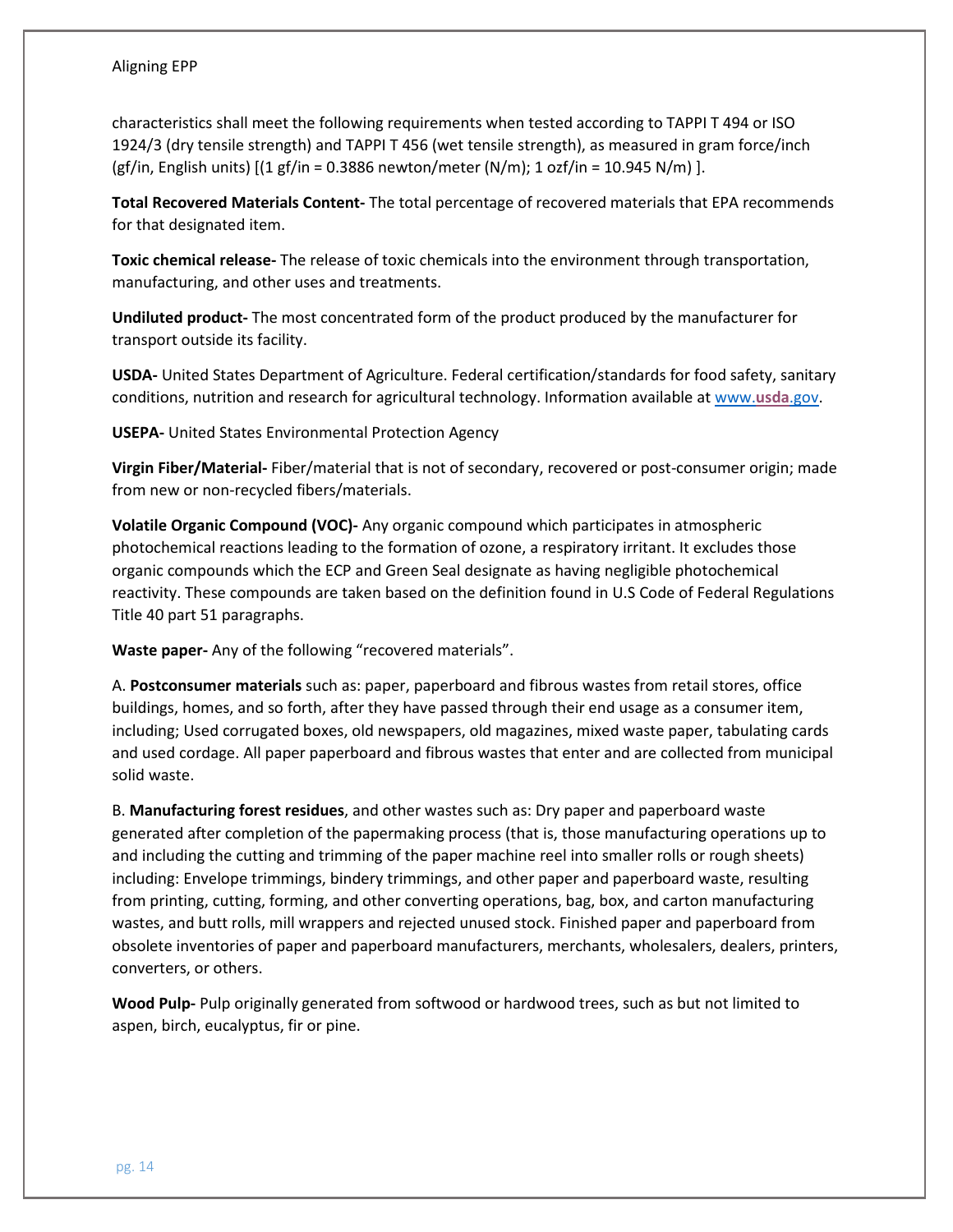characteristics shall meet the following requirements when tested according to TAPPI T 494 or ISO 1924/3 (dry tensile strength) and TAPPI T 456 (wet tensile strength), as measured in gram force/inch (gf/in, English units) [(1 gf/in = 0.3886 newton/meter (N/m); 1 ozf/in = 10.945 N/m) ].

**Total Recovered Materials Content-** The total percentage of recovered materials that EPA recommends for that designated item.

**Toxic chemical release-** The release of toxic chemicals into the environment through transportation, manufacturing, and other uses and treatments.

**Undiluted product-** The most concentrated form of the product produced by the manufacturer for transport outside its facility.

**USDA-** United States Department of Agriculture. Federal certification/standards for food safety, sanitary conditions, nutrition and research for agricultural technology. Information available at [www.usda.gov](www.usda.gov).

**USEPA-** United States Environmental Protection Agency

**Virgin Fiber/Material-** Fiber/material that is not of secondary, recovered or post-consumer origin; made from new or non-recycled fibers/materials.

**Volatile Organic Compound (VOC)-** Any organic compound which participates in atmospheric photochemical reactions leading to the formation of ozone, a respiratory irritant. It excludes those organic compounds which the ECP and Green Seal designate as having negligible photochemical reactivity. These compounds are taken based on the definition found in U.S Code of Federal Regulations Title 40 part 51 paragraphs.

**Waste paper-** Any of the following "recovered materials".

A. **Postconsumer materials** such as: paper, paperboard and fibrous wastes from retail stores, office buildings, homes, and so forth, after they have passed through their end usage as a consumer item, including; Used corrugated boxes, old newspapers, old magazines, mixed waste paper, tabulating cards and used cordage. All paper paperboard and fibrous wastes that enter and are collected from municipal solid waste.

B. **Manufacturing forest residues**, and other wastes such as: Dry paper and paperboard waste generated after completion of the papermaking process (that is, those manufacturing operations up to and including the cutting and trimming of the paper machine reel into smaller rolls or rough sheets) including: Envelope trimmings, bindery trimmings, and other paper and paperboard waste, resulting from printing, cutting, forming, and other converting operations, bag, box, and carton manufacturing wastes, and butt rolls, mill wrappers and rejected unused stock. Finished paper and paperboard from obsolete inventories of paper and paperboard manufacturers, merchants, wholesalers, dealers, printers, converters, or others.

**Wood Pulp-** Pulp originally generated from softwood or hardwood trees, such as but not limited to aspen, birch, eucalyptus, fir or pine.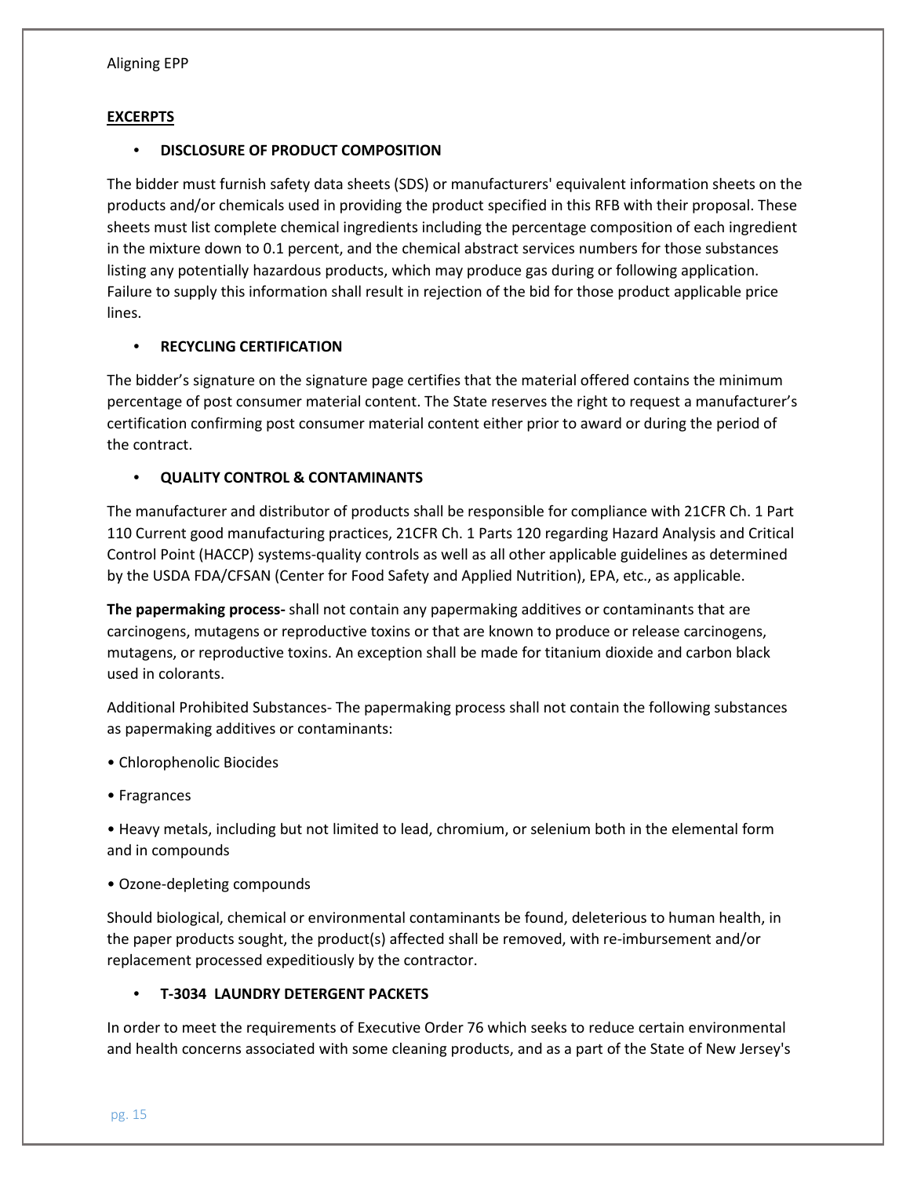## EXCERPTS

- **DISCLOSURE OF PRODUCT COMPOSITION**

The bidder must furnish safety data sheets (SDS) or manufacturers' equivalent information sheets on the products and/or chemicals used in providing the product specified in this RFB with their proposal. These sheets must list complete chemical ingredients including the percentage composition of each ingredient in the mixture down to 0.1 percent, and the chemical abstract services numbers for those substances listing any potentially hazardous products, which may produce gas during or following application. Failure to supply this information shall result in rejection of the bid for those product applicable price lines.

- **RECYCLING CERTIFICATION**

The bidder's signature on the signature page certifies that the material offered contains the minimum percentage of post consumer material content. The State reserves the right to request a manufacturer's certification confirming post consumer material content either prior to award or during the period of the contract.

- **QUALITY CONTROL & CONTAMINANTS**

The manufacturer and distributor of products shall be responsible for compliance with 21CFR Ch. 1 Part 110 Current good manufacturing practices, 21CFR Ch. 1 Parts 120 regarding Hazard Analysis and Critical Control Point (HACCP) systems-quality controls as well as all other applicable guidelines as determined by the USDA FDA/CFSAN (Center for Food Safety and Applied Nutrition), EPA, etc., as applicable.

**The papermaking process-** shall not contain any papermaking additives or contaminants that are carcinogens, mutagens or reproductive toxins or that are known to produce or release carcinogens, mutagens, or reproductive toxins. An exception shall be made for titanium dioxide and carbon black used in colorants.

Additional Prohibited Substances- The papermaking process shall not contain the following substances as papermaking additives or contaminants:

- Chlorophenolic Biocides
- Fragrances
- Heavy metals, including but not limited to lead, chromium, or selenium both in the elemental form and in compounds
- Ozone-depleting compounds

Should biological, chemical or environmental contaminants be found, deleterious to human health, in the paper products sought, the product(s) affected shall be removed, with re-imbursement and/or replacement processed expeditiously by the contractor.

- **T-3034 LAUNDRY DETERGENT PACKETS**

In order to meet the requirements of Executive Order 76 which seeks to reduce certain environmental and health concerns associated with some cleaning products, and as a part of the State of New Jersey's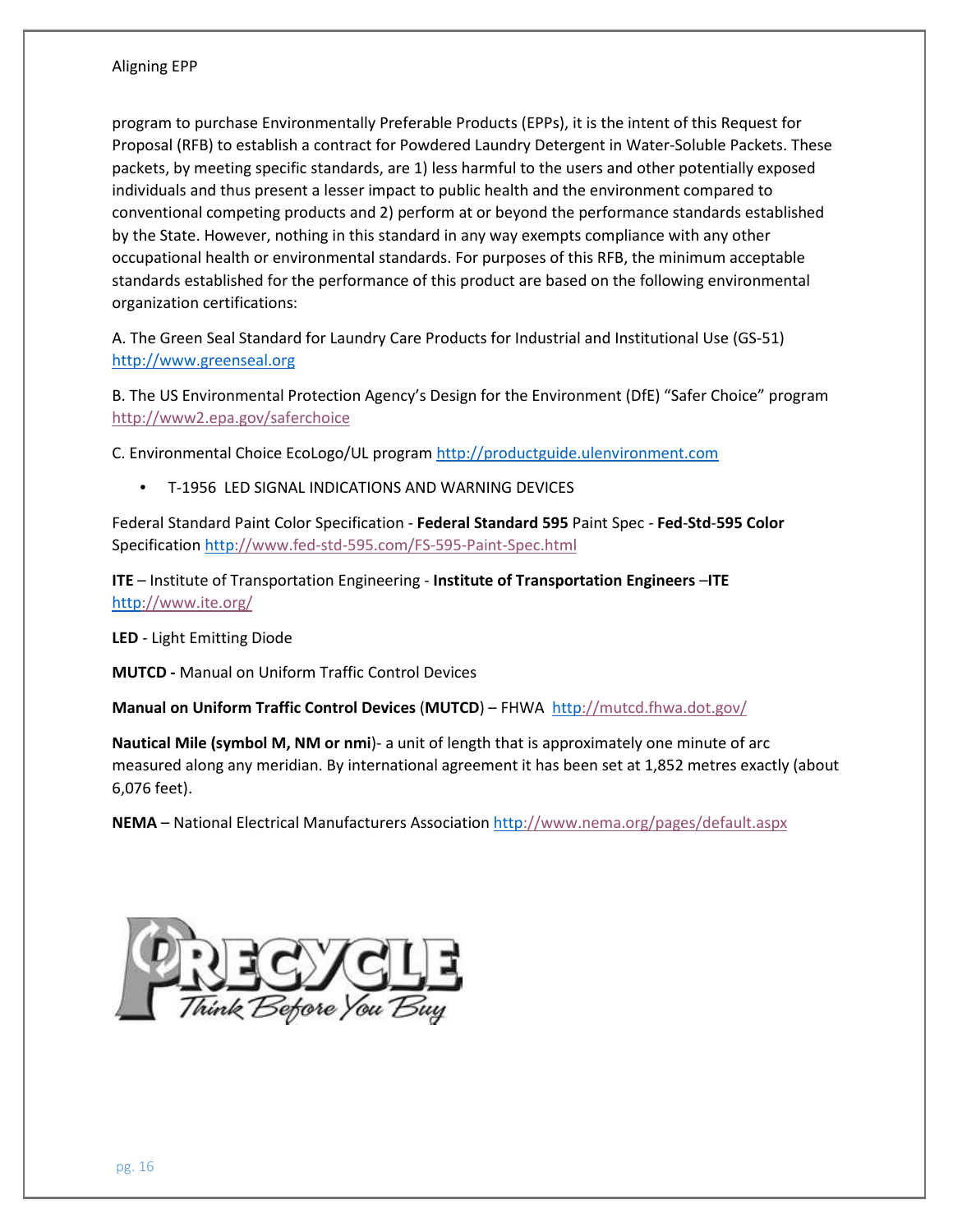program to purchase Environmentally Preferable Products (EPPs), it is the intent of this Request for Proposal (RFB) to establish a contract for Powdered Laundry Detergent in Water-Soluble Packets. These packets, by meeting specific standards, are 1) less harmful to the users and other potentially exposed individuals and thus present a lesser impact to public health and the environment compared to conventional competing products and 2) perform at or beyond the performance standards established by the State. However, nothing in this standard in any way exempts compliance with any other occupational health or environmental standards. For purposes of this RFB, the minimum acceptable standards established for the performance of this product are based on the following environmental organization certifications:

A. The Green Seal Standard for Laundry Care Products for Industrial and Institutional Use (GS-51) http://www.greenseal.org

B. The US Environmental Protection Agency's Design for the Environment (DfE) "Safer Choice" program http://www2.epa.gov/saferchoice

C. Environmental Choice EcoLogo/UL program http://productguide.ulenvironment.com

- T-1956 LED SIGNAL INDICATIONS AND WARNING DEVICES

Federal Standard Paint Color Specification - **Federal Standard 595** Paint Spec - **Fed-Std-595 Color** Specification http://www.fed-std-595.com/FS-595-Paint-Spec.html

**ITE** – Institute of Transportation Engineering - **Institute of Transportation Engineers** –**ITE** http://www.ite.org/

**LED** - Light Emitting Diode

**MUTCD -** Manual on Uniform Traffic Control Devices

**Manual on Uniform Traffic Control Devices** (**MUTCD**) – FHWA http://mutcd.fhwa.dot.gov/

**Nautical Mile (symbol M, NM or nmi)**- a unit of length that is approximately one minute of arc measured along any meridian. By international agreement it has been set at 1,852 metres exactly (about 6,076 feet).

**NEMA** – National Electrical Manufacturers Association http://www.nema.org/pages/default.aspx

PRECYCLE
Think Before You Buy